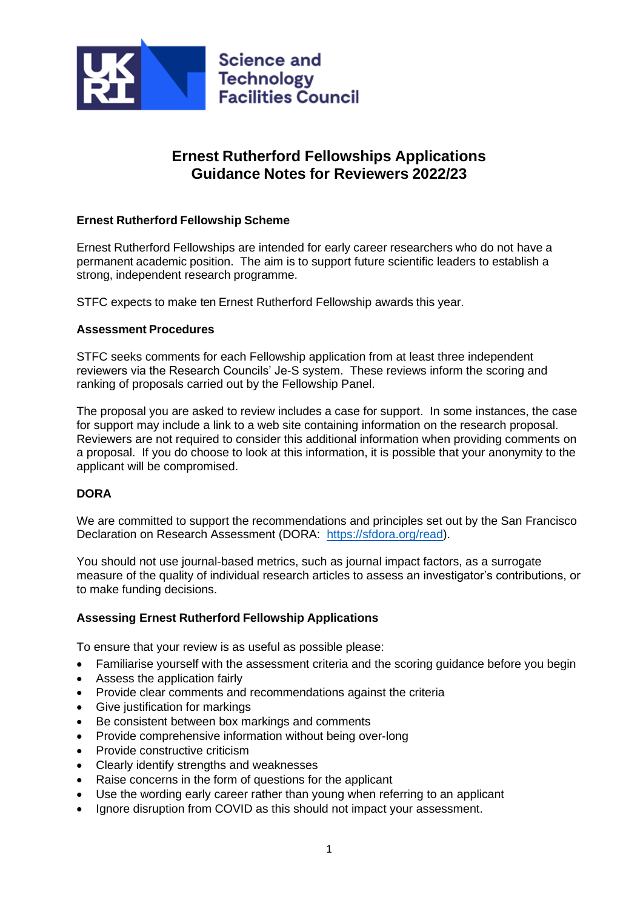Science and Technology Facilities Council

# Ernest Rutherford Fellowships Applications Guidance Notes for Reviewers 2022/23

**Ernest Rutherford Fellowship Scheme**

Ernest Rutherford Fellowships are intended for early career researchers who do not have a permanent academic position. The aim is to support future scientific leaders to establish a strong, independent research programme.

STFC expects to make ten Ernest Rutherford Fellowship awards this year.

**Assessment Procedures**

STFC seeks comments for each Fellowship application from at least three independent reviewers via the Research Councils' Je-S system. These reviews inform the scoring and ranking of proposals carried out by the Fellowship Panel.

The proposal you are asked to review includes a case for support. In some instances, the case for support may include a link to a web site containing information on the research proposal. Reviewers are not required to consider this additional information when providing comments on a proposal. If you do choose to look at this information, it is possible that your anonymity to the applicant will be compromised.

**DORA**

We are committed to support the recommendations and principles set out by the San Francisco Declaration on Research Assessment (DORA: https://sfdora.org/read).

You should not use journal-based metrics, such as journal impact factors, as a surrogate measure of the quality of individual research articles to assess an investigator's contributions, or to make funding decisions.

**Assessing Ernest Rutherford Fellowship Applications**

To ensure that your review is as useful as possible please:

- Familiarise yourself with the assessment criteria and the scoring guidance before you begin
- Assess the application fairly
- Provide clear comments and recommendations against the criteria
- Give justification for markings
- Be consistent between box markings and comments
- Provide comprehensive information without being over-long
- Provide constructive criticism
- Clearly identify strengths and weaknesses
- Raise concerns in the form of questions for the applicant
- Use the wording early career rather than young when referring to an applicant
- Ignore disruption from COVID as this should not impact your assessment.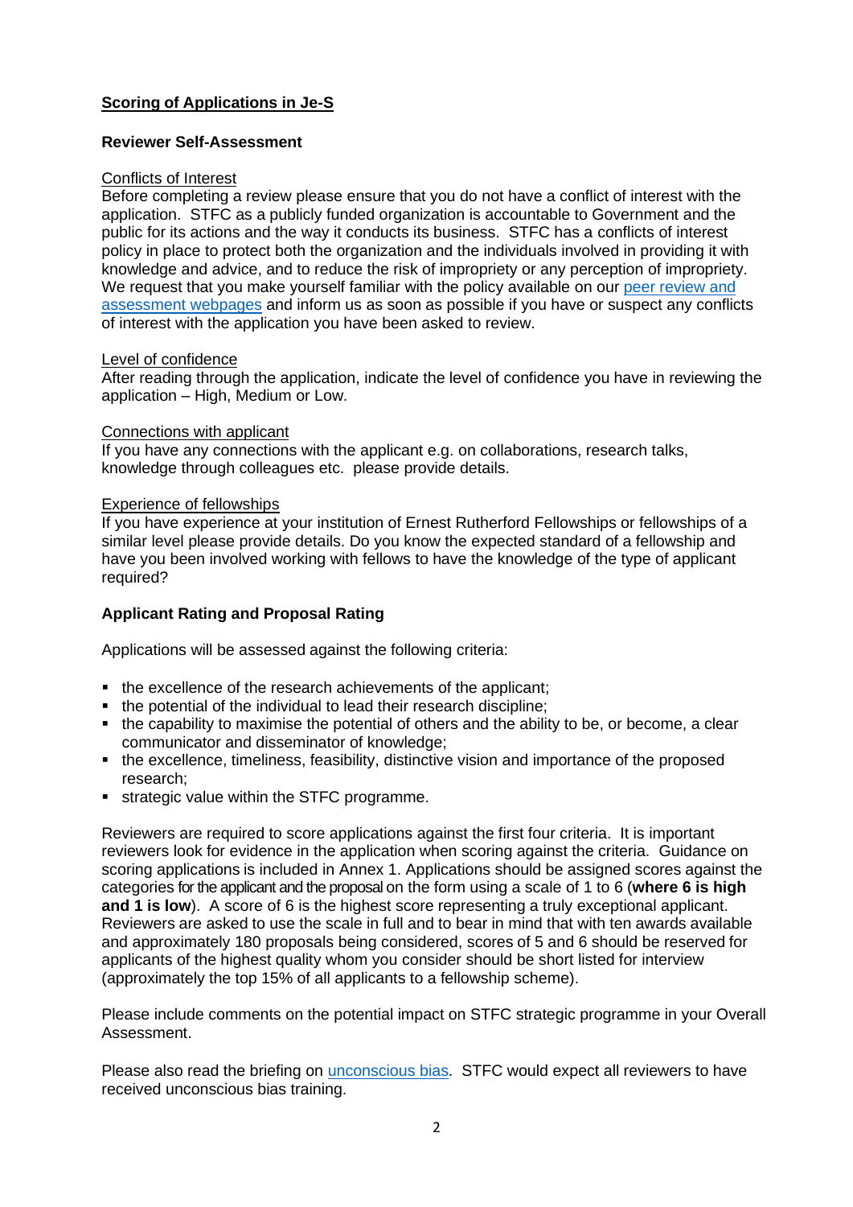## Scoring of Applications in Je-S

### Reviewer Self-Assessment

Conflicts of Interest

Before completing a review please ensure that you do not have a conflict of interest with the application. STFC as a publicly funded organization is accountable to Government and the public for its actions and the way it conducts its business. STFC has a conflicts of interest policy in place to protect both the organization and the individuals involved in providing it with knowledge and advice, and to reduce the risk of impropriety or any perception of impropriety. We request that you make yourself familiar with the policy available on our peer review and assessment webpages and inform us as soon as possible if you have or suspect any conflicts of interest with the application you have been asked to review.

Level of confidence

After reading through the application, indicate the level of confidence you have in reviewing the application – High, Medium or Low.

Connections with applicant

If you have any connections with the applicant e.g. on collaborations, research talks, knowledge through colleagues etc. please provide details.

Experience of fellowships

If you have experience at your institution of Ernest Rutherford Fellowships or fellowships of a similar level please provide details. Do you know the expected standard of a fellowship and have you been involved working with fellows to have the knowledge of the type of applicant required?

### Applicant Rating and Proposal Rating

Applications will be assessed against the following criteria:

- the excellence of the research achievements of the applicant;
- the potential of the individual to lead their research discipline;
- the capability to maximise the potential of others and the ability to be, or become, a clear communicator and disseminator of knowledge;
- the excellence, timeliness, feasibility, distinctive vision and importance of the proposed research;
- strategic value within the STFC programme.

Reviewers are required to score applications against the first four criteria. It is important reviewers look for evidence in the application when scoring against the criteria. Guidance on scoring applications is included in Annex 1. Applications should be assigned scores against the categories for the applicant and the proposal on the form using a scale of 1 to 6 (**where 6 is high and 1 is low**). A score of 6 is the highest score representing a truly exceptional applicant. Reviewers are asked to use the scale in full and to bear in mind that with ten awards available and approximately 180 proposals being considered, scores of 5 and 6 should be reserved for applicants of the highest quality whom you consider should be short listed for interview (approximately the top 15% of all applicants to a fellowship scheme).

Please include comments on the potential impact on STFC strategic programme in your Overall Assessment.

Please also read the briefing on unconscious bias. STFC would expect all reviewers to have received unconscious bias training.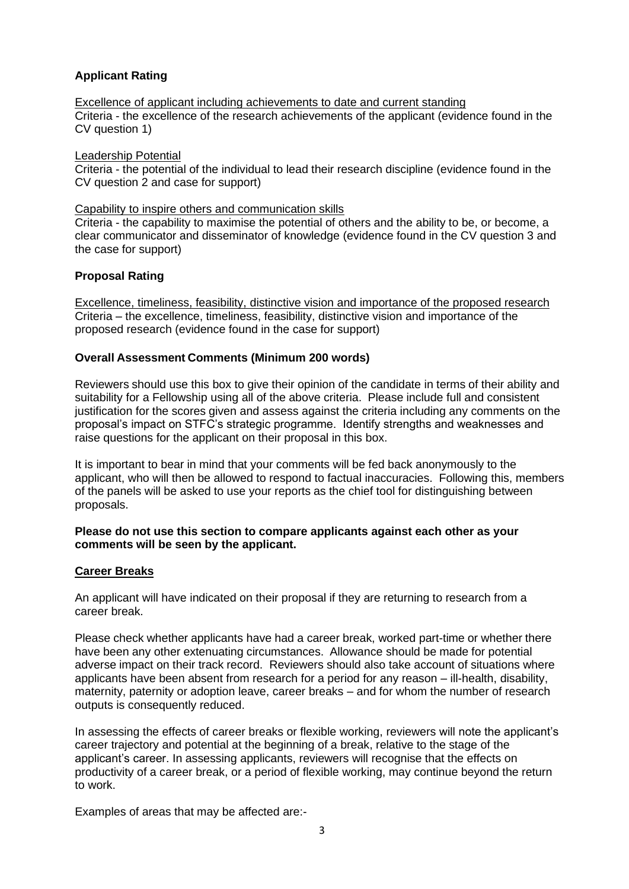**Applicant Rating**

Excellence of applicant including achievements to date and current standing
Criteria - the excellence of the research achievements of the applicant (evidence found in the CV question 1)

Leadership Potential
Criteria - the potential of the individual to lead their research discipline (evidence found in the CV question 2 and case for support)

Capability to inspire others and communication skills
Criteria - the capability to maximise the potential of others and the ability to be, or become, a clear communicator and disseminator of knowledge (evidence found in the CV question 3 and the case for support)

**Proposal Rating**

Excellence, timeliness, feasibility, distinctive vision and importance of the proposed research
Criteria – the excellence, timeliness, feasibility, distinctive vision and importance of the proposed research (evidence found in the case for support)

**Overall Assessment Comments (Minimum 200 words)**

Reviewers should use this box to give their opinion of the candidate in terms of their ability and suitability for a Fellowship using all of the above criteria. Please include full and consistent justification for the scores given and assess against the criteria including any comments on the proposal's impact on STFC's strategic programme. Identify strengths and weaknesses and raise questions for the applicant on their proposal in this box.

It is important to bear in mind that your comments will be fed back anonymously to the applicant, who will then be allowed to respond to factual inaccuracies. Following this, members of the panels will be asked to use your reports as the chief tool for distinguishing between proposals.

**Please do not use this section to compare applicants against each other as your comments will be seen by the applicant.**

**Career Breaks**

An applicant will have indicated on their proposal if they are returning to research from a career break.

Please check whether applicants have had a career break, worked part-time or whether there have been any other extenuating circumstances. Allowance should be made for potential adverse impact on their track record. Reviewers should also take account of situations where applicants have been absent from research for a period for any reason – ill-health, disability, maternity, paternity or adoption leave, career breaks – and for whom the number of research outputs is consequently reduced.

In assessing the effects of career breaks or flexible working, reviewers will note the applicant's career trajectory and potential at the beginning of a break, relative to the stage of the applicant's career. In assessing applicants, reviewers will recognise that the effects on productivity of a career break, or a period of flexible working, may continue beyond the return to work.

Examples of areas that may be affected are:-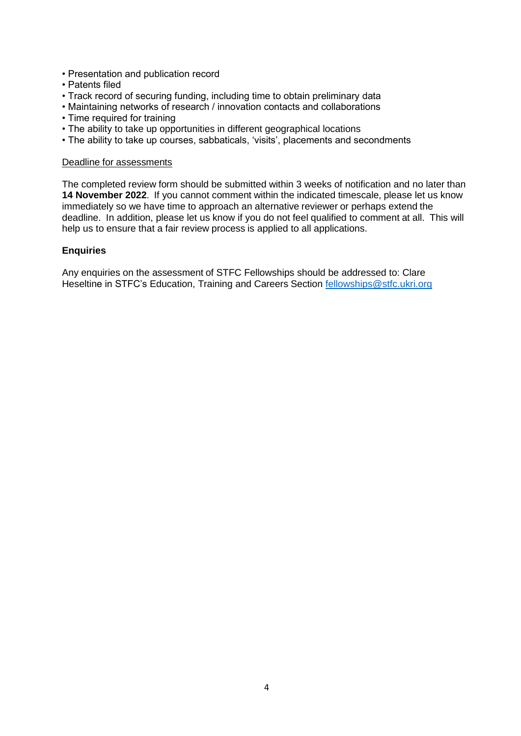- Presentation and publication record
- Patents filed
- Track record of securing funding, including time to obtain preliminary data
- Maintaining networks of research / innovation contacts and collaborations
- Time required for training
- The ability to take up opportunities in different geographical locations
- The ability to take up courses, sabbaticals, 'visits', placements and secondments

Deadline for assessments

The completed review form should be submitted within 3 weeks of notification and no later than **14 November 2022**. If you cannot comment within the indicated timescale, please let us know immediately so we have time to approach an alternative reviewer or perhaps extend the deadline. In addition, please let us know if you do not feel qualified to comment at all. This will help us to ensure that a fair review process is applied to all applications.

**Enquiries**

Any enquiries on the assessment of STFC Fellowships should be addressed to: Clare Heseltine in STFC's Education, Training and Careers Section fellowships@stfc.ukri.org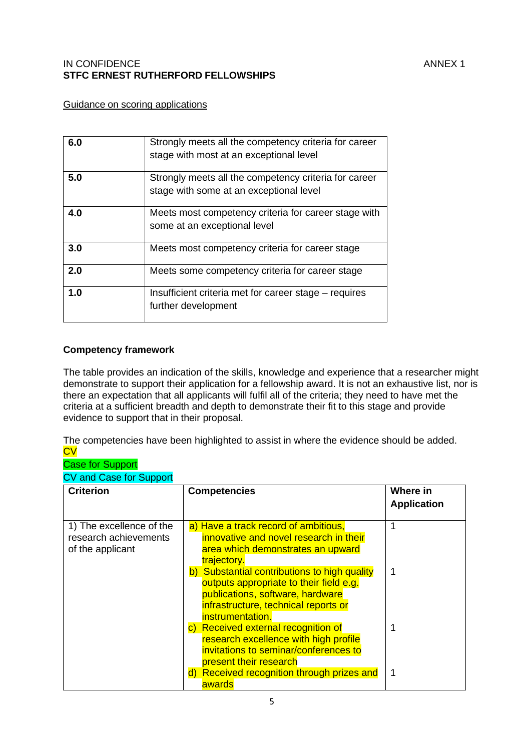IN CONFIDENCE ANNEX 1

**STFC ERNEST RUTHERFORD FELLOWSHIPS**

Guidance on scoring applications

| | |
|---|---|
| **6.0** | Strongly meets all the competency criteria for career stage with most at an exceptional level |
| **5.0** | Strongly meets all the competency criteria for career stage with some at an exceptional level |
| **4.0** | Meets most competency criteria for career stage with some at an exceptional level |
| **3.0** | Meets most competency criteria for career stage |
| **2.0** | Meets some competency criteria for career stage |
| **1.0** | Insufficient criteria met for career stage – requires further development |

**Competency framework**

The table provides an indication of the skills, knowledge and experience that a researcher might demonstrate to support their application for a fellowship award. It is not an exhaustive list, nor is there an expectation that all applicants will fulfil all of the criteria; they need to have met the criteria at a sufficient breadth and depth to demonstrate their fit to this stage and provide evidence to support that in their proposal.

The competencies have been highlighted to assist in where the evidence should be added.

CV

Case for Support

CV and Case for Support

| **Criterion** | **Competencies** | **Where in Application** |
|---|---|---|
| 1) The excellence of the research achievements of the applicant | a) Have a track record of ambitious, innovative and novel research in their area which demonstrates an upward trajectory. | 1 |
| | b) Substantial contributions to high quality outputs appropriate to their field e.g. publications, software, hardware infrastructure, technical reports or instrumentation. | 1 |
| | c) Received external recognition of research excellence with high profile invitations to seminar/conferences to present their research | 1 |
| | d) Received recognition through prizes and awards | 1 |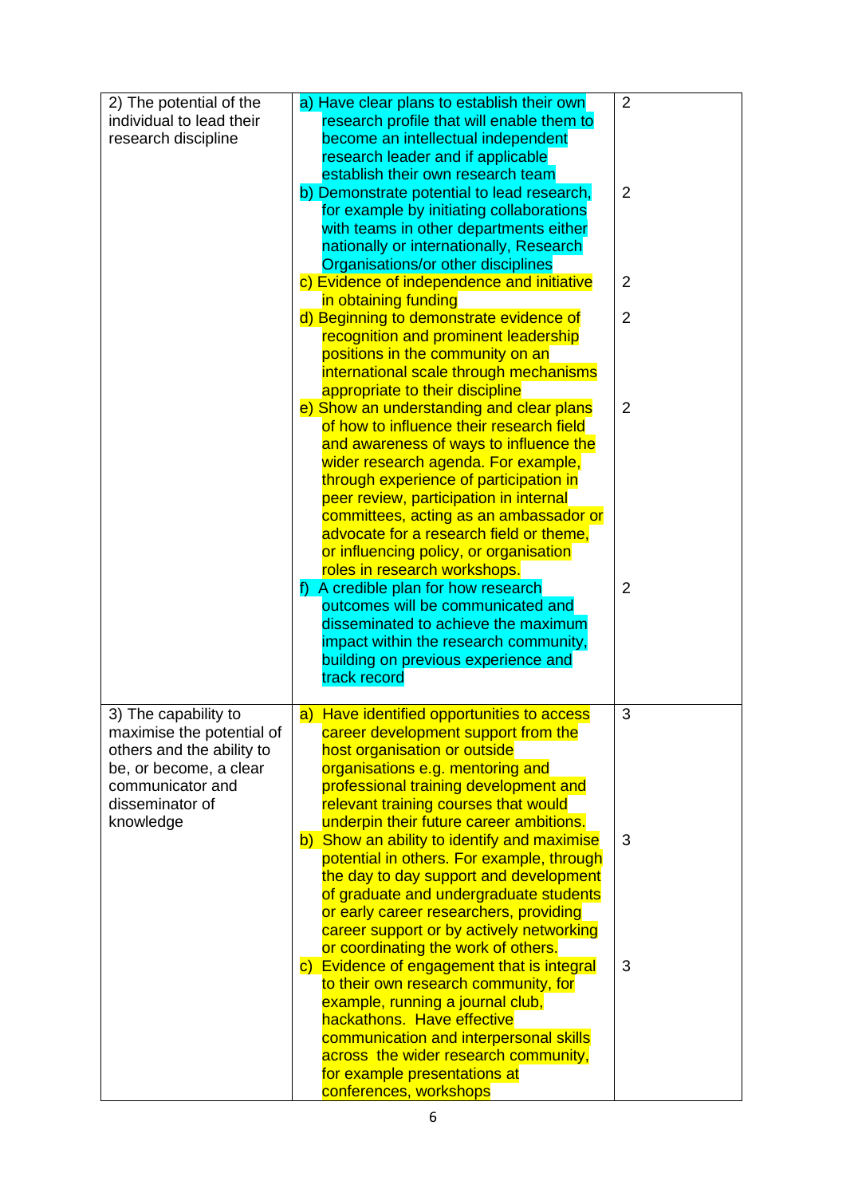| | | |
|---|---|---|
| 2) The potential of the individual to lead their research discipline | a) Have clear plans to establish their own research profile that will enable them to become an intellectual independent research leader and if applicable establish their own research team<br>b) Demonstrate potential to lead research, for example by initiating collaborations with teams in other departments either nationally or internationally, Research Organisations/or other disciplines<br>c) Evidence of independence and initiative in obtaining funding<br>d) Beginning to demonstrate evidence of recognition and prominent leadership positions in the community on an international scale through mechanisms appropriate to their discipline<br>e) Show an understanding and clear plans of how to influence their research field and awareness of ways to influence the wider research agenda. For example, through experience of participation in peer review, participation in internal committees, acting as an ambassador or advocate for a research field or theme, or influencing policy, or organisation roles in research workshops.<br>f) A credible plan for how research outcomes will be communicated and disseminated to achieve the maximum impact within the research community, building on previous experience and track record | 2<br>2<br>2<br>2<br>2<br>2 |
| 3) The capability to maximise the potential of others and the ability to be, or become, a clear communicator and disseminator of knowledge | a) Have identified opportunities to access career development support from the host organisation or outside organisations e.g. mentoring and professional training development and relevant training courses that would underpin their future career ambitions.<br>b) Show an ability to identify and maximise potential in others. For example, through the day to day support and development of graduate and undergraduate students or early career researchers, providing career support or by actively networking or coordinating the work of others.<br>c) Evidence of engagement that is integral to their own research community, for example, running a journal club, hackathons. Have effective communication and interpersonal skills across the wider research community, for example presentations at conferences, workshops | 3<br>3<br>3 |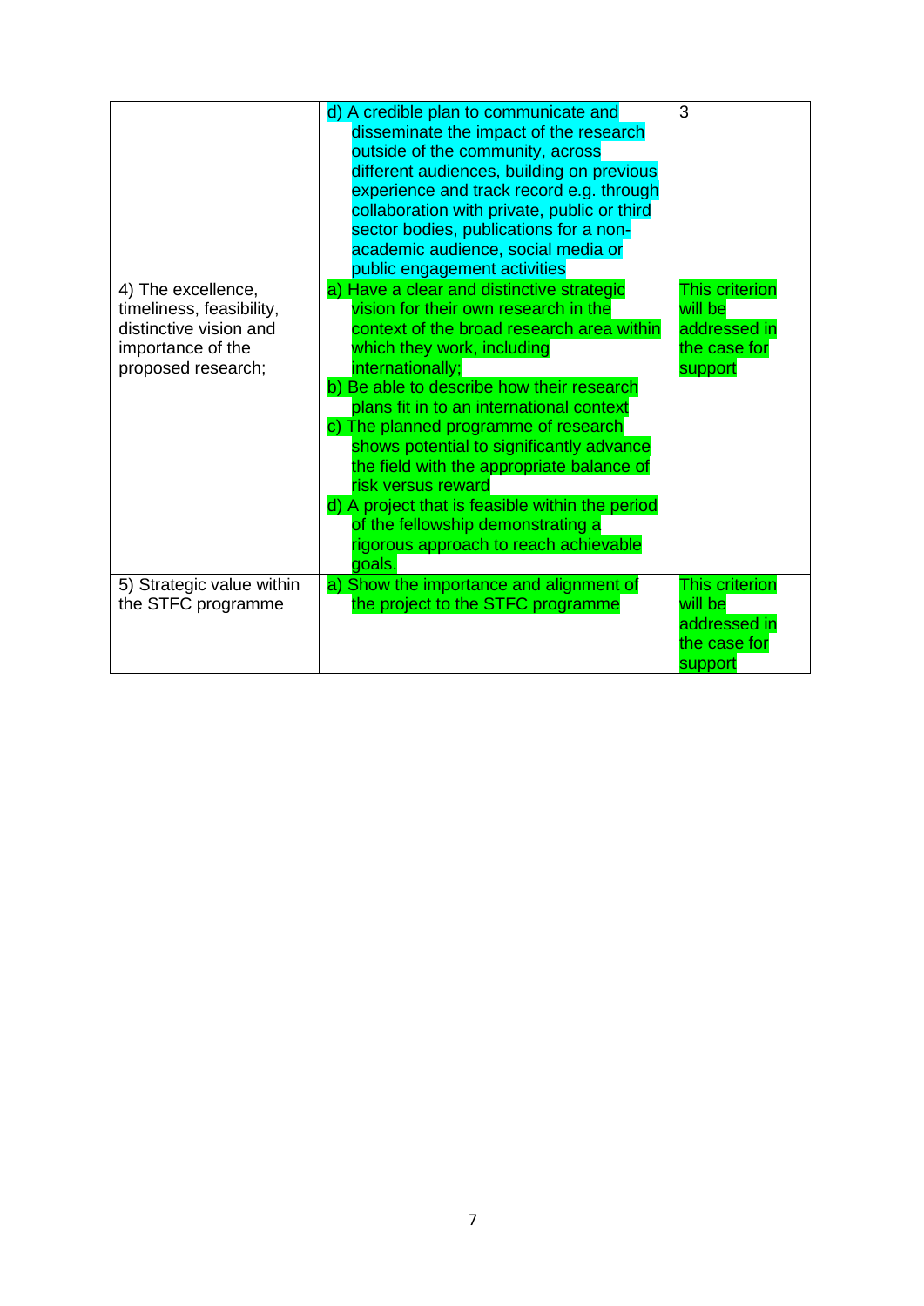| | | |
|---|---|---|
| | d) A credible plan to communicate and disseminate the impact of the research outside of the community, across different audiences, building on previous experience and track record e.g. through collaboration with private, public or third sector bodies, publications for a non-academic audience, social media or public engagement activities | 3 |
| 4) The excellence, timeliness, feasibility, distinctive vision and importance of the proposed research; | a) Have a clear and distinctive strategic vision for their own research in the context of the broad research area within which they work, including internationally;<br>b) Be able to describe how their research plans fit in to an international context<br>c) The planned programme of research shows potential to significantly advance the field with the appropriate balance of risk versus reward<br>d) A project that is feasible within the period of the fellowship demonstrating a rigorous approach to reach achievable goals. | This criterion will be addressed in the case for support |
| 5) Strategic value within the STFC programme | a) Show the importance and alignment of the project to the STFC programme | This criterion will be addressed in the case for support |